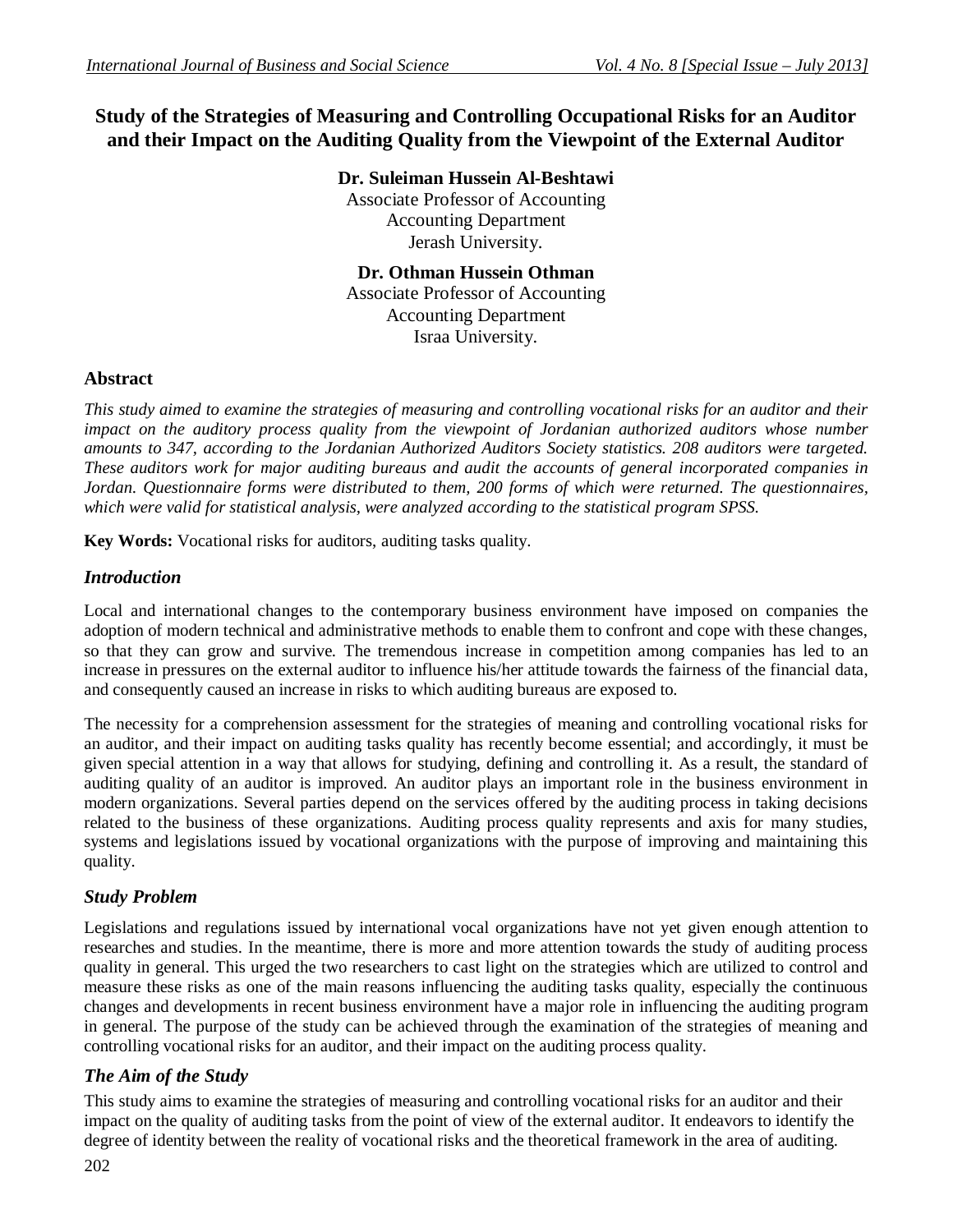# Study of the Strategies of Measuring and Controlling Occupational Risks for an Auditor and their Impact on the Auditing Quality from the Viewpoint of the External Auditor

**Dr. Suleiman Hussein Al-Beshtawi**
Associate Professor of Accounting
Accounting Department
Jerash University.

**Dr. Othman Hussein Othman**
Associate Professor of Accounting
Accounting Department
Israa University.

## Abstract

*This study aimed to examine the strategies of measuring and controlling vocational risks for an auditor and their impact on the auditory process quality from the viewpoint of Jordanian authorized auditors whose number amounts to 347, according to the Jordanian Authorized Auditors Society statistics. 208 auditors were targeted. These auditors work for major auditing bureaus and audit the accounts of general incorporated companies in Jordan. Questionnaire forms were distributed to them, 200 forms of which were returned. The questionnaires, which were valid for statistical analysis, were analyzed according to the statistical program SPSS.*

**Key Words:** Vocational risks for auditors, auditing tasks quality.

## *Introduction*

Local and international changes to the contemporary business environment have imposed on companies the adoption of modern technical and administrative methods to enable them to confront and cope with these changes, so that they can grow and survive. The tremendous increase in competition among companies has led to an increase in pressures on the external auditor to influence his/her attitude towards the fairness of the financial data, and consequently caused an increase in risks to which auditing bureaus are exposed to.

The necessity for a comprehension assessment for the strategies of meaning and controlling vocational risks for an auditor, and their impact on auditing tasks quality has recently become essential; and accordingly, it must be given special attention in a way that allows for studying, defining and controlling it. As a result, the standard of auditing quality of an auditor is improved. An auditor plays an important role in the business environment in modern organizations. Several parties depend on the services offered by the auditing process in taking decisions related to the business of these organizations. Auditing process quality represents and axis for many studies, systems and legislations issued by vocational organizations with the purpose of improving and maintaining this quality.

## *Study Problem*

Legislations and regulations issued by international vocal organizations have not yet given enough attention to researches and studies. In the meantime, there is more and more attention towards the study of auditing process quality in general. This urged the two researchers to cast light on the strategies which are utilized to control and measure these risks as one of the main reasons influencing the auditing tasks quality, especially the continuous changes and developments in recent business environment have a major role in influencing the auditing program in general. The purpose of the study can be achieved through the examination of the strategies of meaning and controlling vocational risks for an auditor, and their impact on the auditing process quality.

## *The Aim of the Study*

This study aims to examine the strategies of measuring and controlling vocational risks for an auditor and their impact on the quality of auditing tasks from the point of view of the external auditor. It endeavors to identify the degree of identity between the reality of vocational risks and the theoretical framework in the area of auditing.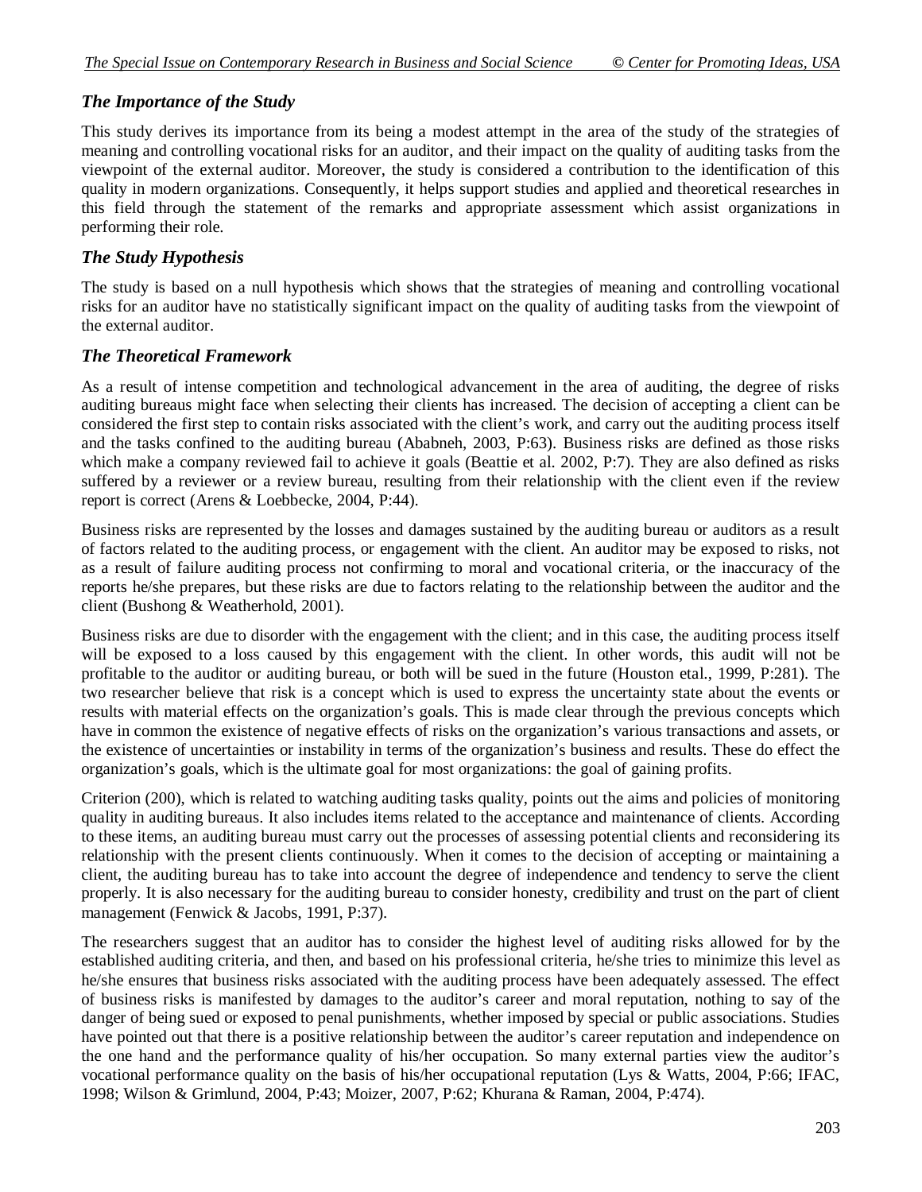### *The Importance of the Study*

This study derives its importance from its being a modest attempt in the area of the study of the strategies of meaning and controlling vocational risks for an auditor, and their impact on the quality of auditing tasks from the viewpoint of the external auditor. Moreover, the study is considered a contribution to the identification of this quality in modern organizations. Consequently, it helps support studies and applied and theoretical researches in this field through the statement of the remarks and appropriate assessment which assist organizations in performing their role.

### *The Study Hypothesis*

The study is based on a null hypothesis which shows that the strategies of meaning and controlling vocational risks for an auditor have no statistically significant impact on the quality of auditing tasks from the viewpoint of the external auditor.

### *The Theoretical Framework*

As a result of intense competition and technological advancement in the area of auditing, the degree of risks auditing bureaus might face when selecting their clients has increased. The decision of accepting a client can be considered the first step to contain risks associated with the client's work, and carry out the auditing process itself and the tasks confined to the auditing bureau (Ababneh, 2003, P:63). Business risks are defined as those risks which make a company reviewed fail to achieve it goals (Beattie et al. 2002, P:7). They are also defined as risks suffered by a reviewer or a review bureau, resulting from their relationship with the client even if the review report is correct (Arens & Loebbecke, 2004, P:44).

Business risks are represented by the losses and damages sustained by the auditing bureau or auditors as a result of factors related to the auditing process, or engagement with the client. An auditor may be exposed to risks, not as a result of failure auditing process not confirming to moral and vocational criteria, or the inaccuracy of the reports he/she prepares, but these risks are due to factors relating to the relationship between the auditor and the client (Bushong & Weatherhold, 2001).

Business risks are due to disorder with the engagement with the client; and in this case, the auditing process itself will be exposed to a loss caused by this engagement with the client. In other words, this audit will not be profitable to the auditor or auditing bureau, or both will be sued in the future (Houston etal., 1999, P:281). The two researcher believe that risk is a concept which is used to express the uncertainty state about the events or results with material effects on the organization's goals. This is made clear through the previous concepts which have in common the existence of negative effects of risks on the organization's various transactions and assets, or the existence of uncertainties or instability in terms of the organization's business and results. These do effect the organization's goals, which is the ultimate goal for most organizations: the goal of gaining profits.

Criterion (200), which is related to watching auditing tasks quality, points out the aims and policies of monitoring quality in auditing bureaus. It also includes items related to the acceptance and maintenance of clients. According to these items, an auditing bureau must carry out the processes of assessing potential clients and reconsidering its relationship with the present clients continuously. When it comes to the decision of accepting or maintaining a client, the auditing bureau has to take into account the degree of independence and tendency to serve the client properly. It is also necessary for the auditing bureau to consider honesty, credibility and trust on the part of client management (Fenwick & Jacobs, 1991, P:37).

The researchers suggest that an auditor has to consider the highest level of auditing risks allowed for by the established auditing criteria, and then, and based on his professional criteria, he/she tries to minimize this level as he/she ensures that business risks associated with the auditing process have been adequately assessed. The effect of business risks is manifested by damages to the auditor's career and moral reputation, nothing to say of the danger of being sued or exposed to penal punishments, whether imposed by special or public associations. Studies have pointed out that there is a positive relationship between the auditor's career reputation and independence on the one hand and the performance quality of his/her occupation. So many external parties view the auditor's vocational performance quality on the basis of his/her occupational reputation (Lys & Watts, 2004, P:66; IFAC, 1998; Wilson & Grimlund, 2004, P:43; Moizer, 2007, P:62; Khurana & Raman, 2004, P:474).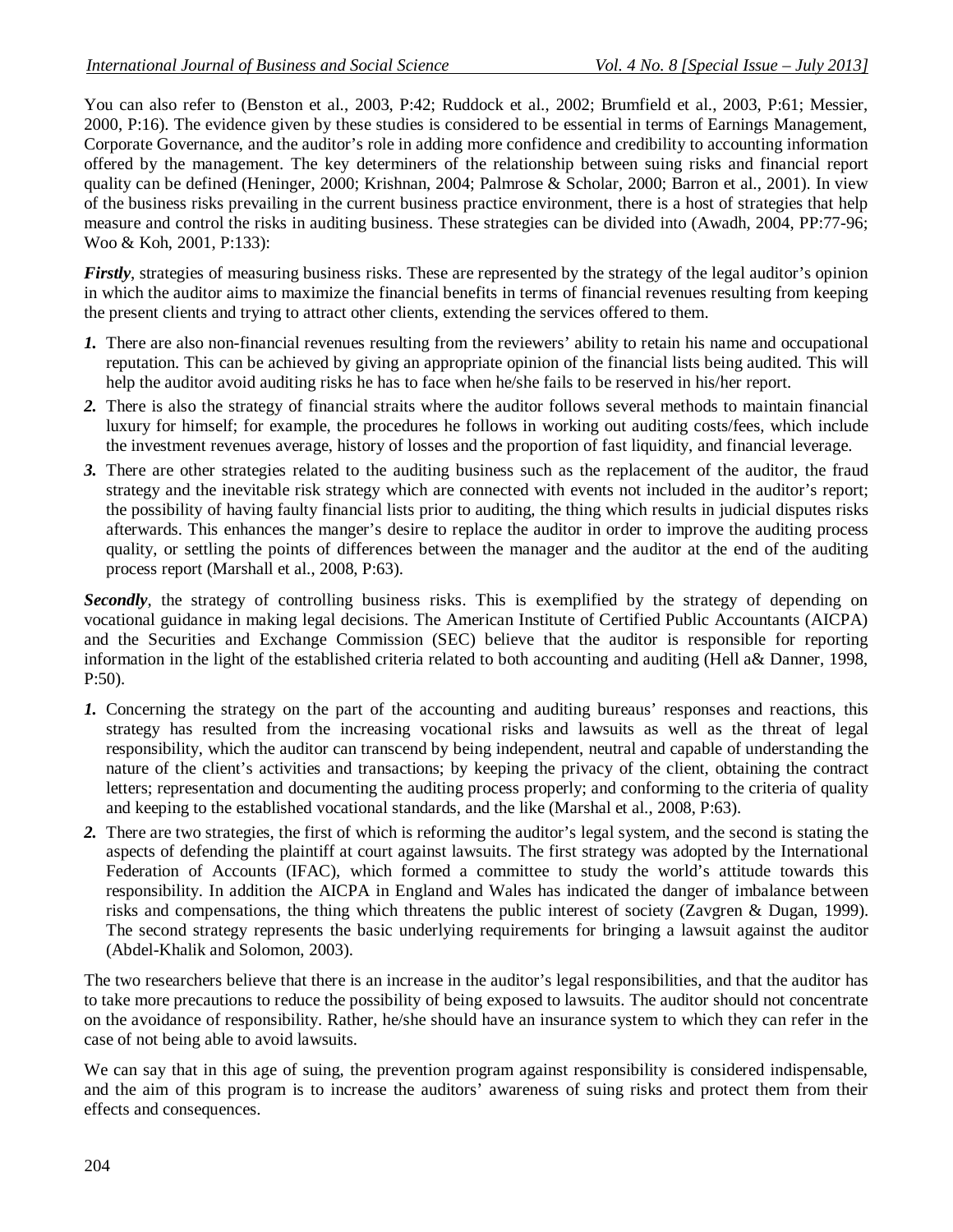You can also refer to (Benston et al., 2003, P:42; Ruddock et al., 2002; Brumfield et al., 2003, P:61; Messier, 2000, P:16). The evidence given by these studies is considered to be essential in terms of Earnings Management, Corporate Governance, and the auditor's role in adding more confidence and credibility to accounting information offered by the management. The key determiners of the relationship between suing risks and financial report quality can be defined (Heninger, 2000; Krishnan, 2004; Palmrose & Scholar, 2000; Barron et al., 2001). In view of the business risks prevailing in the current business practice environment, there is a host of strategies that help measure and control the risks in auditing business. These strategies can be divided into (Awadh, 2004, PP:77-96; Woo & Koh, 2001, P:133):

***Firstly***, strategies of measuring business risks. These are represented by the strategy of the legal auditor's opinion in which the auditor aims to maximize the financial benefits in terms of financial revenues resulting from keeping the present clients and trying to attract other clients, extending the services offered to them.

1. There are also non-financial revenues resulting from the reviewers' ability to retain his name and occupational reputation. This can be achieved by giving an appropriate opinion of the financial lists being audited. This will help the auditor avoid auditing risks he has to face when he/she fails to be reserved in his/her report.
2. There is also the strategy of financial straits where the auditor follows several methods to maintain financial luxury for himself; for example, the procedures he follows in working out auditing costs/fees, which include the investment revenues average, history of losses and the proportion of fast liquidity, and financial leverage.
3. There are other strategies related to the auditing business such as the replacement of the auditor, the fraud strategy and the inevitable risk strategy which are connected with events not included in the auditor's report; the possibility of having faulty financial lists prior to auditing, the thing which results in judicial disputes risks afterwards. This enhances the manger's desire to replace the auditor in order to improve the auditing process quality, or settling the points of differences between the manager and the auditor at the end of the auditing process report (Marshall et al., 2008, P:63).

***Secondly***, the strategy of controlling business risks. This is exemplified by the strategy of depending on vocational guidance in making legal decisions. The American Institute of Certified Public Accountants (AICPA) and the Securities and Exchange Commission (SEC) believe that the auditor is responsible for reporting information in the light of the established criteria related to both accounting and auditing (Hell a& Danner, 1998, P:50).

1. Concerning the strategy on the part of the accounting and auditing bureaus' responses and reactions, this strategy has resulted from the increasing vocational risks and lawsuits as well as the threat of legal responsibility, which the auditor can transcend by being independent, neutral and capable of understanding the nature of the client's activities and transactions; by keeping the privacy of the client, obtaining the contract letters; representation and documenting the auditing process properly; and conforming to the criteria of quality and keeping to the established vocational standards, and the like (Marshal et al., 2008, P:63).
2. There are two strategies, the first of which is reforming the auditor's legal system, and the second is stating the aspects of defending the plaintiff at court against lawsuits. The first strategy was adopted by the International Federation of Accounts (IFAC), which formed a committee to study the world's attitude towards this responsibility. In addition the AICPA in England and Wales has indicated the danger of imbalance between risks and compensations, the thing which threatens the public interest of society (Zavgren & Dugan, 1999). The second strategy represents the basic underlying requirements for bringing a lawsuit against the auditor (Abdel-Khalik and Solomon, 2003).

The two researchers believe that there is an increase in the auditor's legal responsibilities, and that the auditor has to take more precautions to reduce the possibility of being exposed to lawsuits. The auditor should not concentrate on the avoidance of responsibility. Rather, he/she should have an insurance system to which they can refer in the case of not being able to avoid lawsuits.

We can say that in this age of suing, the prevention program against responsibility is considered indispensable, and the aim of this program is to increase the auditors' awareness of suing risks and protect them from their effects and consequences.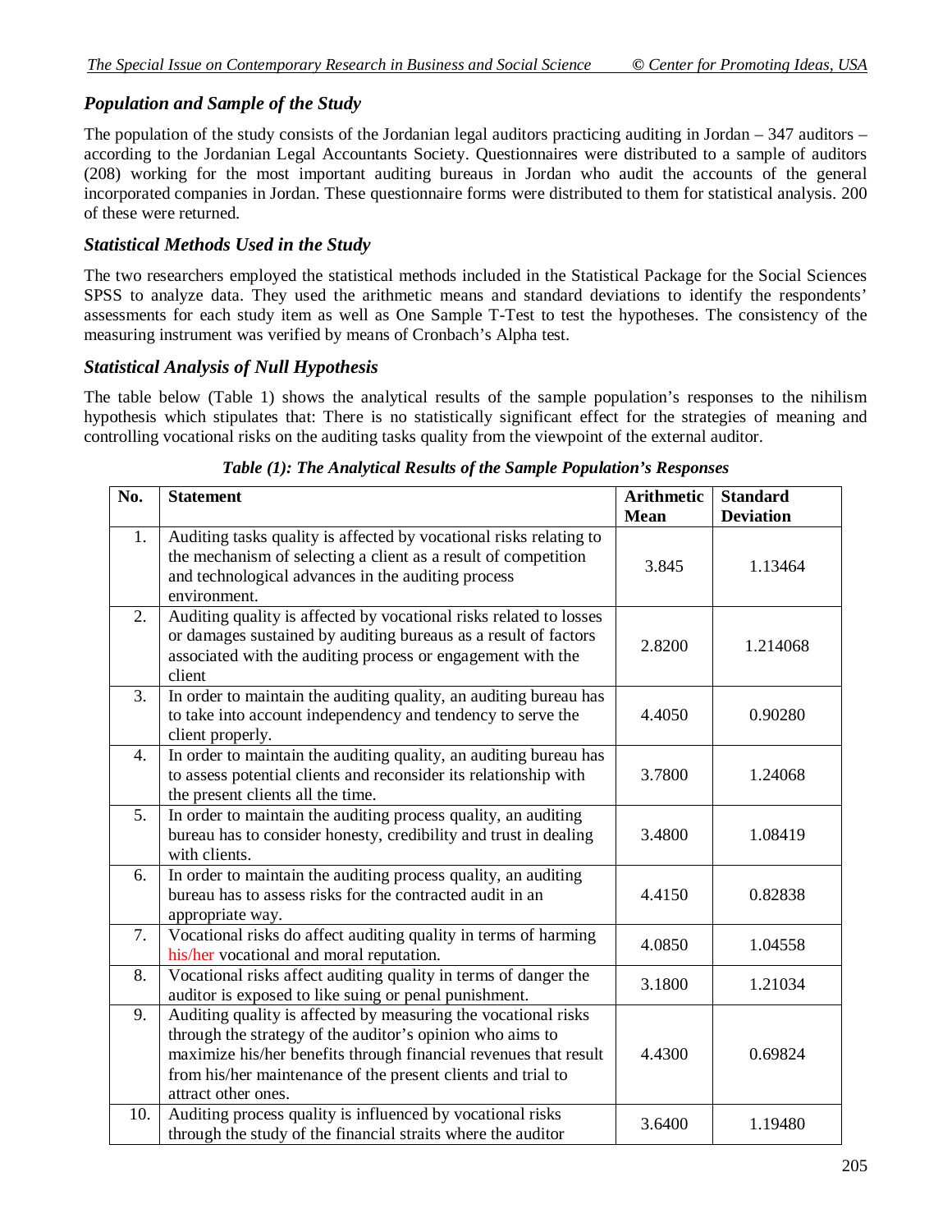### *Population and Sample of the Study*

The population of the study consists of the Jordanian legal auditors practicing auditing in Jordan – 347 auditors – according to the Jordanian Legal Accountants Society. Questionnaires were distributed to a sample of auditors (208) working for the most important auditing bureaus in Jordan who audit the accounts of the general incorporated companies in Jordan. These questionnaire forms were distributed to them for statistical analysis. 200 of these were returned.

### *Statistical Methods Used in the Study*

The two researchers employed the statistical methods included in the Statistical Package for the Social Sciences SPSS to analyze data. They used the arithmetic means and standard deviations to identify the respondents' assessments for each study item as well as One Sample T-Test to test the hypotheses. The consistency of the measuring instrument was verified by means of Cronbach's Alpha test.

### *Statistical Analysis of Null Hypothesis*

The table below (Table 1) shows the analytical results of the sample population's responses to the nihilism hypothesis which stipulates that: There is no statistically significant effect for the strategies of meaning and controlling vocational risks on the auditing tasks quality from the viewpoint of the external auditor.

***Table (1): The Analytical Results of the Sample Population's Responses***

| No. | Statement | Arithmetic Mean | Standard Deviation |
|---|---|---|---|
| 1. | Auditing tasks quality is affected by vocational risks relating to the mechanism of selecting a client as a result of competition and technological advances in the auditing process environment. | 3.845 | 1.13464 |
| 2. | Auditing quality is affected by vocational risks related to losses or damages sustained by auditing bureaus as a result of factors associated with the auditing process or engagement with the client | 2.8200 | 1.214068 |
| 3. | In order to maintain the auditing quality, an auditing bureau has to take into account independency and tendency to serve the client properly. | 4.4050 | 0.90280 |
| 4. | In order to maintain the auditing quality, an auditing bureau has to assess potential clients and reconsider its relationship with the present clients all the time. | 3.7800 | 1.24068 |
| 5. | In order to maintain the auditing process quality, an auditing bureau has to consider honesty, credibility and trust in dealing with clients. | 3.4800 | 1.08419 |
| 6. | In order to maintain the auditing process quality, an auditing bureau has to assess risks for the contracted audit in an appropriate way. | 4.4150 | 0.82838 |
| 7. | Vocational risks do affect auditing quality in terms of harming his/her vocational and moral reputation. | 4.0850 | 1.04558 |
| 8. | Vocational risks affect auditing quality in terms of danger the auditor is exposed to like suing or penal punishment. | 3.1800 | 1.21034 |
| 9. | Auditing quality is affected by measuring the vocational risks through the strategy of the auditor's opinion who aims to maximize his/her benefits through financial revenues that result from his/her maintenance of the present clients and trial to attract other ones. | 4.4300 | 0.69824 |
| 10. | Auditing process quality is influenced by vocational risks through the study of the financial straits where the auditor | 3.6400 | 1.19480 |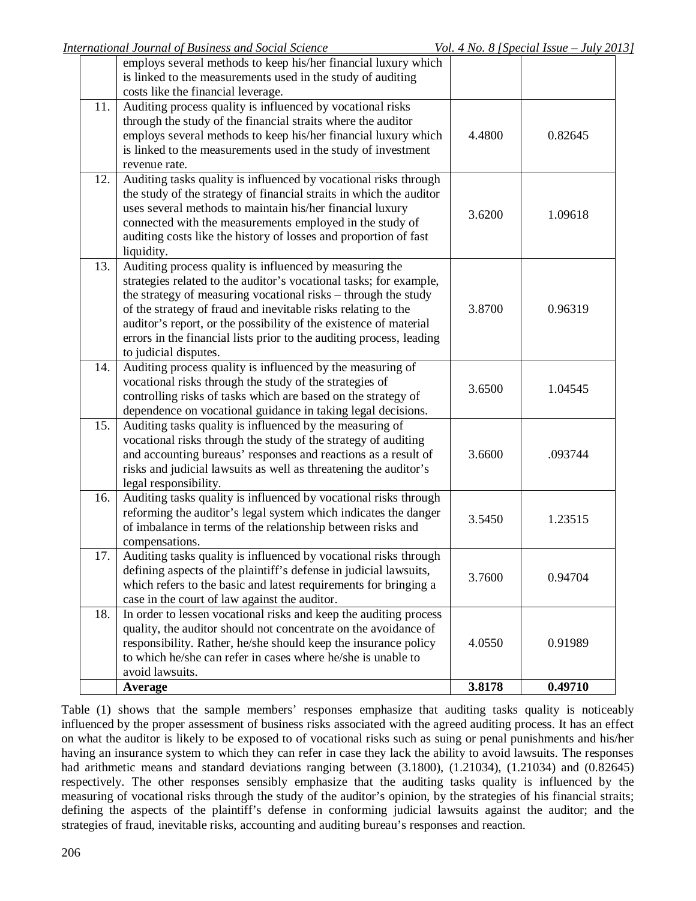| | | | |
|---|---|---|---|
| | employs several methods to keep his/her financial luxury which is linked to the measurements used in the study of auditing costs like the financial leverage. | | |
| 11. | Auditing process quality is influenced by vocational risks through the study of the financial straits where the auditor employs several methods to keep his/her financial luxury which is linked to the measurements used in the study of investment revenue rate. | 4.4800 | 0.82645 |
| 12. | Auditing tasks quality is influenced by vocational risks through the study of the strategy of financial straits in which the auditor uses several methods to maintain his/her financial luxury connected with the measurements employed in the study of auditing costs like the history of losses and proportion of fast liquidity. | 3.6200 | 1.09618 |
| 13. | Auditing process quality is influenced by measuring the strategies related to the auditor's vocational tasks; for example, the strategy of measuring vocational risks – through the study of the strategy of fraud and inevitable risks relating to the auditor's report, or the possibility of the existence of material errors in the financial lists prior to the auditing process, leading to judicial disputes. | 3.8700 | 0.96319 |
| 14. | Auditing process quality is influenced by the measuring of vocational risks through the study of the strategies of controlling risks of tasks which are based on the strategy of dependence on vocational guidance in taking legal decisions. | 3.6500 | 1.04545 |
| 15. | Auditing tasks quality is influenced by the measuring of vocational risks through the study of the strategy of auditing and accounting bureaus' responses and reactions as a result of risks and judicial lawsuits as well as threatening the auditor's legal responsibility. | 3.6600 | .093744 |
| 16. | Auditing tasks quality is influenced by vocational risks through reforming the auditor's legal system which indicates the danger of imbalance in terms of the relationship between risks and compensations. | 3.5450 | 1.23515 |
| 17. | Auditing tasks quality is influenced by vocational risks through defining aspects of the plaintiff's defense in judicial lawsuits, which refers to the basic and latest requirements for bringing a case in the court of law against the auditor. | 3.7600 | 0.94704 |
| 18. | In order to lessen vocational risks and keep the auditing process quality, the auditor should not concentrate on the avoidance of responsibility. Rather, he/she should keep the insurance policy to which he/she can refer in cases where he/she is unable to avoid lawsuits. | 4.0550 | 0.91989 |
| | **Average** | **3.8178** | **0.49710** |

Table (1) shows that the sample members' responses emphasize that auditing tasks quality is noticeably influenced by the proper assessment of business risks associated with the agreed auditing process. It has an effect on what the auditor is likely to be exposed to of vocational risks such as suing or penal punishments and his/her having an insurance system to which they can refer in case they lack the ability to avoid lawsuits. The responses had arithmetic means and standard deviations ranging between (3.1800), (1.21034), (1.21034) and (0.82645) respectively. The other responses sensibly emphasize that the auditing tasks quality is influenced by the measuring of vocational risks through the study of the auditor's opinion, by the strategies of his financial straits; defining the aspects of the plaintiff's defense in conforming judicial lawsuits against the auditor; and the strategies of fraud, inevitable risks, accounting and auditing bureau's responses and reaction.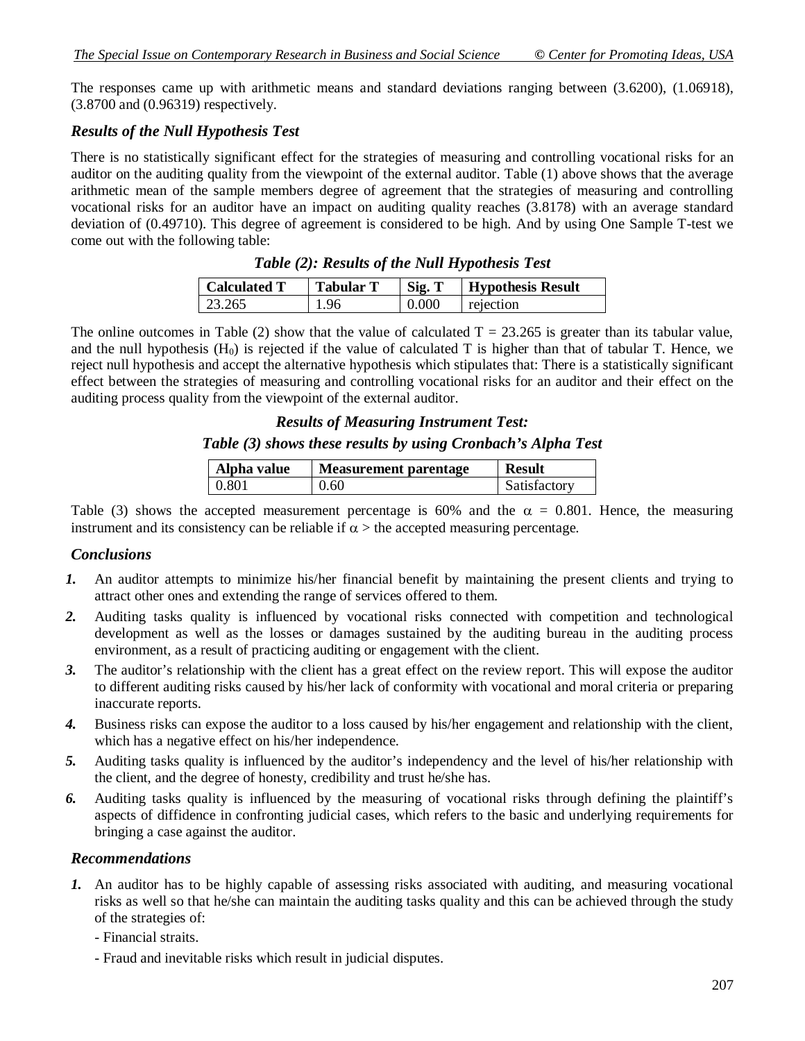The responses came up with arithmetic means and standard deviations ranging between (3.6200), (1.06918), (3.8700 and (0.96319) respectively.

### *Results of the Null Hypothesis Test*

There is no statistically significant effect for the strategies of measuring and controlling vocational risks for an auditor on the auditing quality from the viewpoint of the external auditor. Table (1) above shows that the average arithmetic mean of the sample members degree of agreement that the strategies of measuring and controlling vocational risks for an auditor have an impact on auditing quality reaches (3.8178) with an average standard deviation of (0.49710). This degree of agreement is considered to be high. And by using One Sample T-test we come out with the following table:

***Table (2): Results of the Null Hypothesis Test***

| Calculated T | Tabular T | Sig. T | Hypothesis Result |
|---|---|---|---|
| 23.265 | 1.96 | 0.000 | rejection |

The online outcomes in Table (2) show that the value of calculated T = 23.265 is greater than its tabular value, and the null hypothesis ($H_0$) is rejected if the value of calculated T is higher than that of tabular T. Hence, we reject null hypothesis and accept the alternative hypothesis which stipulates that: There is a statistically significant effect between the strategies of measuring and controlling vocational risks for an auditor and their effect on the auditing process quality from the viewpoint of the external auditor.

### *Results of Measuring Instrument Test:*

***Table (3) shows these results by using Cronbach's Alpha Test***

| Alpha value | Measurement parentage | Result |
|---|---|---|
| 0.801 | 0.60 | Satisfactory |

Table (3) shows the accepted measurement percentage is 60% and the $\alpha$ = 0.801. Hence, the measuring instrument and its consistency can be reliable if $\alpha$ > the accepted measuring percentage.

### *Conclusions*

1. An auditor attempts to minimize his/her financial benefit by maintaining the present clients and trying to attract other ones and extending the range of services offered to them.
2. Auditing tasks quality is influenced by vocational risks connected with competition and technological development as well as the losses or damages sustained by the auditing bureau in the auditing process environment, as a result of practicing auditing or engagement with the client.
3. The auditor's relationship with the client has a great effect on the review report. This will expose the auditor to different auditing risks caused by his/her lack of conformity with vocational and moral criteria or preparing inaccurate reports.
4. Business risks can expose the auditor to a loss caused by his/her engagement and relationship with the client, which has a negative effect on his/her independence.
5. Auditing tasks quality is influenced by the auditor's independency and the level of his/her relationship with the client, and the degree of honesty, credibility and trust he/she has.
6. Auditing tasks quality is influenced by the measuring of vocational risks through defining the plaintiff's aspects of diffidence in confronting judicial cases, which refers to the basic and underlying requirements for bringing a case against the auditor.

### *Recommendations*

1. An auditor has to be highly capable of assessing risks associated with auditing, and measuring vocational risks as well so that he/she can maintain the auditing tasks quality and this can be achieved through the study of the strategies of:

   - Financial straits.

   - Fraud and inevitable risks which result in judicial disputes.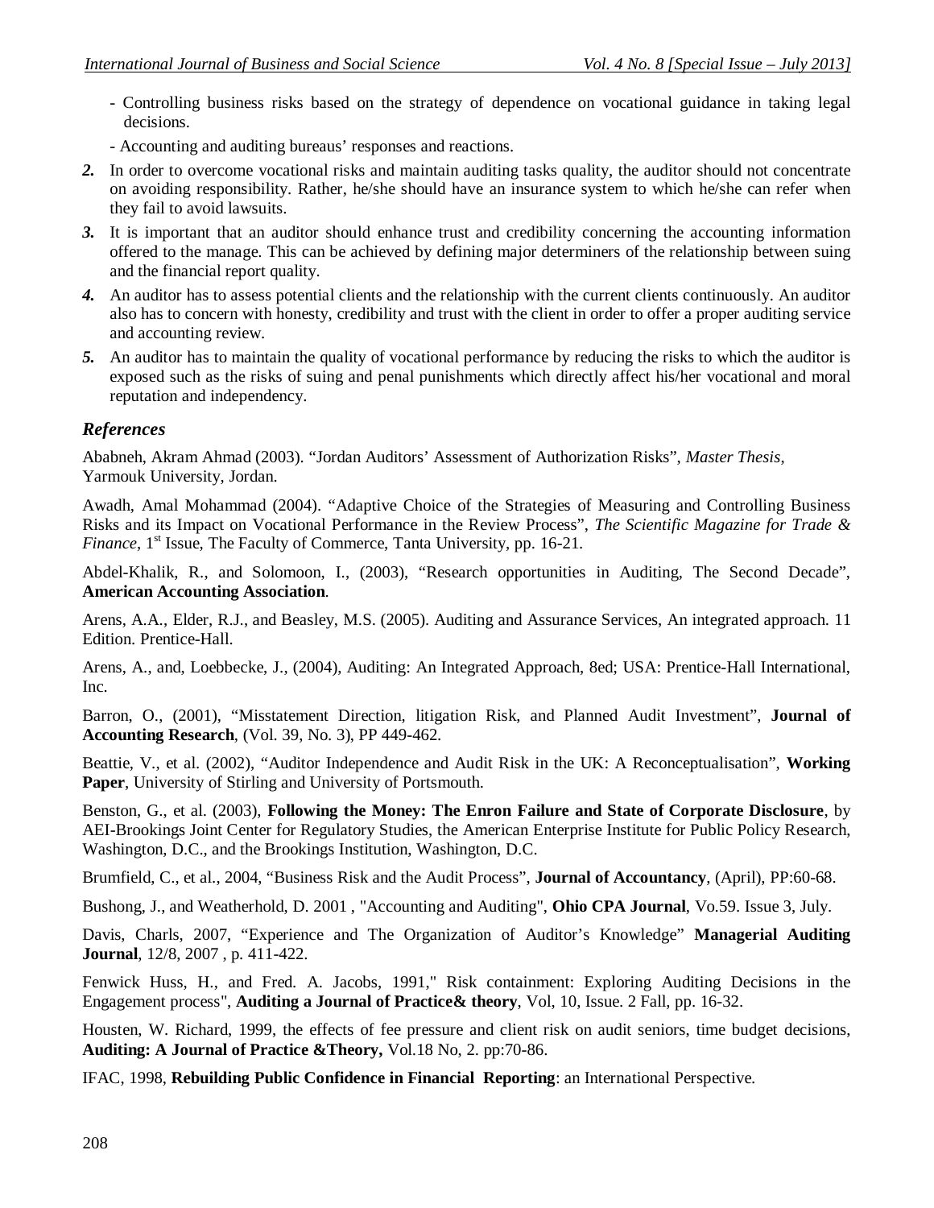- Controlling business risks based on the strategy of dependence on vocational guidance in taking legal decisions.
- Accounting and auditing bureaus' responses and reactions.

2. In order to overcome vocational risks and maintain auditing tasks quality, the auditor should not concentrate on avoiding responsibility. Rather, he/she should have an insurance system to which he/she can refer when they fail to avoid lawsuits.
3. It is important that an auditor should enhance trust and credibility concerning the accounting information offered to the manage. This can be achieved by defining major determiners of the relationship between suing and the financial report quality.
4. An auditor has to assess potential clients and the relationship with the current clients continuously. An auditor also has to concern with honesty, credibility and trust with the client in order to offer a proper auditing service and accounting review.
5. An auditor has to maintain the quality of vocational performance by reducing the risks to which the auditor is exposed such as the risks of suing and penal punishments which directly affect his/her vocational and moral reputation and independency.

## *References*

Ababneh, Akram Ahmad (2003). "Jordan Auditors' Assessment of Authorization Risks", *Master Thesis*, Yarmouk University, Jordan.

Awadh, Amal Mohammad (2004). "Adaptive Choice of the Strategies of Measuring and Controlling Business Risks and its Impact on Vocational Performance in the Review Process", *The Scientific Magazine for Trade & Finance*, 1st Issue, The Faculty of Commerce, Tanta University, pp. 16-21.

Abdel-Khalik, R., and Solomoon, I., (2003), "Research opportunities in Auditing, The Second Decade", **American Accounting Association**.

Arens, A.A., Elder, R.J., and Beasley, M.S. (2005). Auditing and Assurance Services, An integrated approach. 11 Edition. Prentice-Hall.

Arens, A., and, Loebbecke, J., (2004), Auditing: An Integrated Approach, 8ed; USA: Prentice-Hall International, Inc.

Barron, O., (2001), "Misstatement Direction, litigation Risk, and Planned Audit Investment", **Journal of Accounting Research**, (Vol. 39, No. 3), PP 449-462.

Beattie, V., et al. (2002), "Auditor Independence and Audit Risk in the UK: A Reconceptualisation", **Working Paper**, University of Stirling and University of Portsmouth.

Benston, G., et al. (2003), **Following the Money: The Enron Failure and State of Corporate Disclosure**, by AEI-Brookings Joint Center for Regulatory Studies, the American Enterprise Institute for Public Policy Research, Washington, D.C., and the Brookings Institution, Washington, D.C.

Brumfield, C., et al., 2004, "Business Risk and the Audit Process", **Journal of Accountancy**, (April), PP:60-68.

Bushong, J., and Weatherhold, D. 2001 , "Accounting and Auditing", **Ohio CPA Journal**, Vo.59. Issue 3, July.

Davis, Charls, 2007, "Experience and The Organization of Auditor's Knowledge" **Managerial Auditing Journal**, 12/8, 2007 , p. 411-422.

Fenwick Huss, H., and Fred. A. Jacobs, 1991," Risk containment: Exploring Auditing Decisions in the Engagement process", **Auditing a Journal of Practice& theory**, Vol, 10, Issue. 2 Fall, pp. 16-32.

Housten, W. Richard, 1999, the effects of fee pressure and client risk on audit seniors, time budget decisions, **Auditing: A Journal of Practice &Theory,** Vol.18 No, 2. pp:70-86.

IFAC, 1998, **Rebuilding Public Confidence in Financial Reporting**: an International Perspective.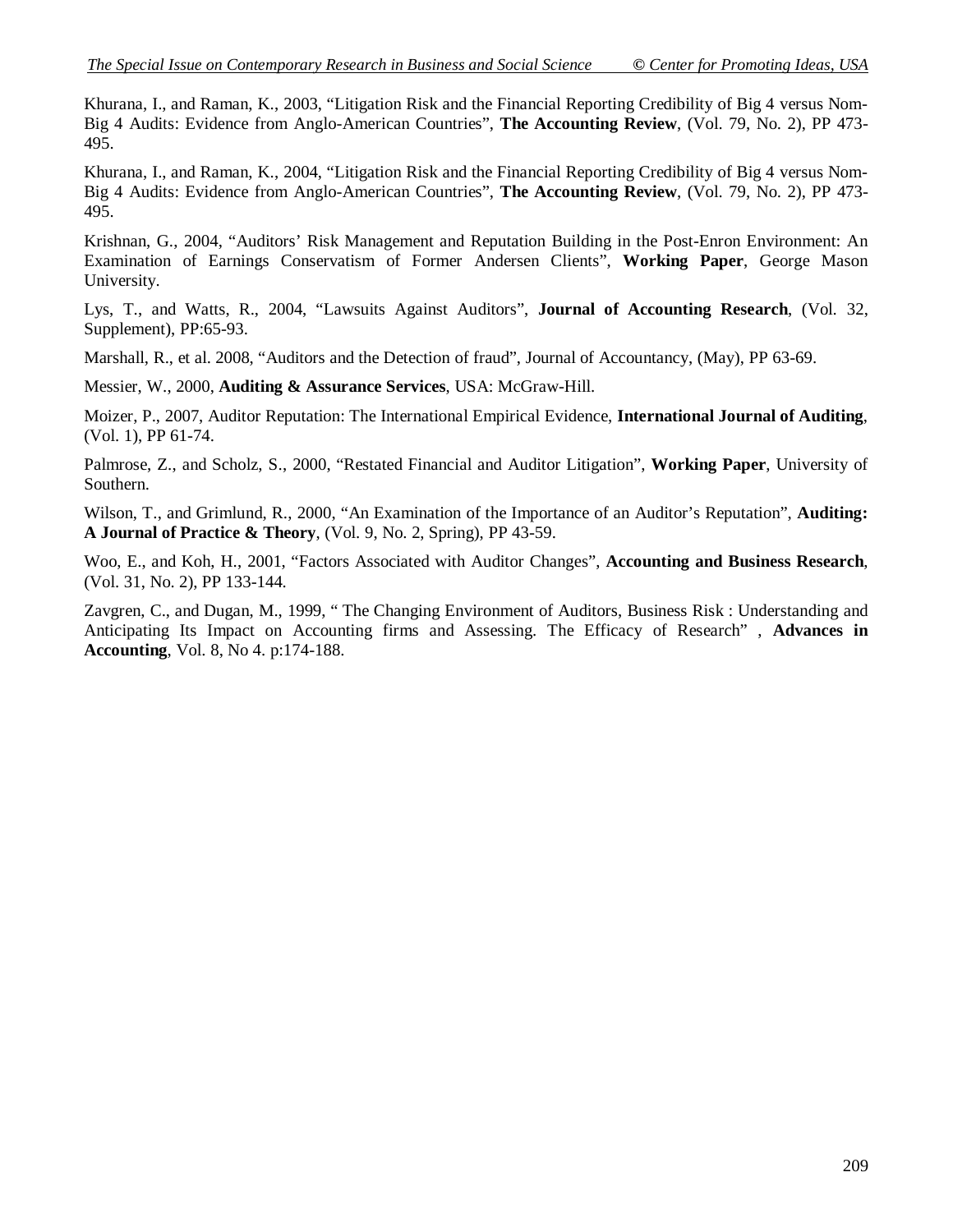Khurana, I., and Raman, K., 2003, “Litigation Risk and the Financial Reporting Credibility of Big 4 versus Nom-Big 4 Audits: Evidence from Anglo-American Countries”, **The Accounting Review**, (Vol. 79, No. 2), PP 473-495.

Khurana, I., and Raman, K., 2004, “Litigation Risk and the Financial Reporting Credibility of Big 4 versus Nom-Big 4 Audits: Evidence from Anglo-American Countries”, **The Accounting Review**, (Vol. 79, No. 2), PP 473-495.

Krishnan, G., 2004, “Auditors’ Risk Management and Reputation Building in the Post-Enron Environment: An Examination of Earnings Conservatism of Former Andersen Clients”, **Working Paper**, George Mason University.

Lys, T., and Watts, R., 2004, “Lawsuits Against Auditors”, **Journal of Accounting Research**, (Vol. 32, Supplement), PP:65-93.

Marshall, R., et al. 2008, “Auditors and the Detection of fraud”, Journal of Accountancy, (May), PP 63-69.

Messier, W., 2000, **Auditing & Assurance Services**, USA: McGraw-Hill.

Moizer, P., 2007, Auditor Reputation: The International Empirical Evidence, **International Journal of Auditing**, (Vol. 1), PP 61-74.

Palmrose, Z., and Scholz, S., 2000, “Restated Financial and Auditor Litigation”, **Working Paper**, University of Southern.

Wilson, T., and Grimlund, R., 2000, “An Examination of the Importance of an Auditor’s Reputation”, **Auditing: A Journal of Practice & Theory**, (Vol. 9, No. 2, Spring), PP 43-59.

Woo, E., and Koh, H., 2001, “Factors Associated with Auditor Changes”, **Accounting and Business Research**, (Vol. 31, No. 2), PP 133-144.

Zavgren, C., and Dugan, M., 1999, “ The Changing Environment of Auditors, Business Risk : Understanding and Anticipating Its Impact on Accounting firms and Assessing. The Efficacy of Research” , **Advances in Accounting**, Vol. 8, No 4. p:174-188.